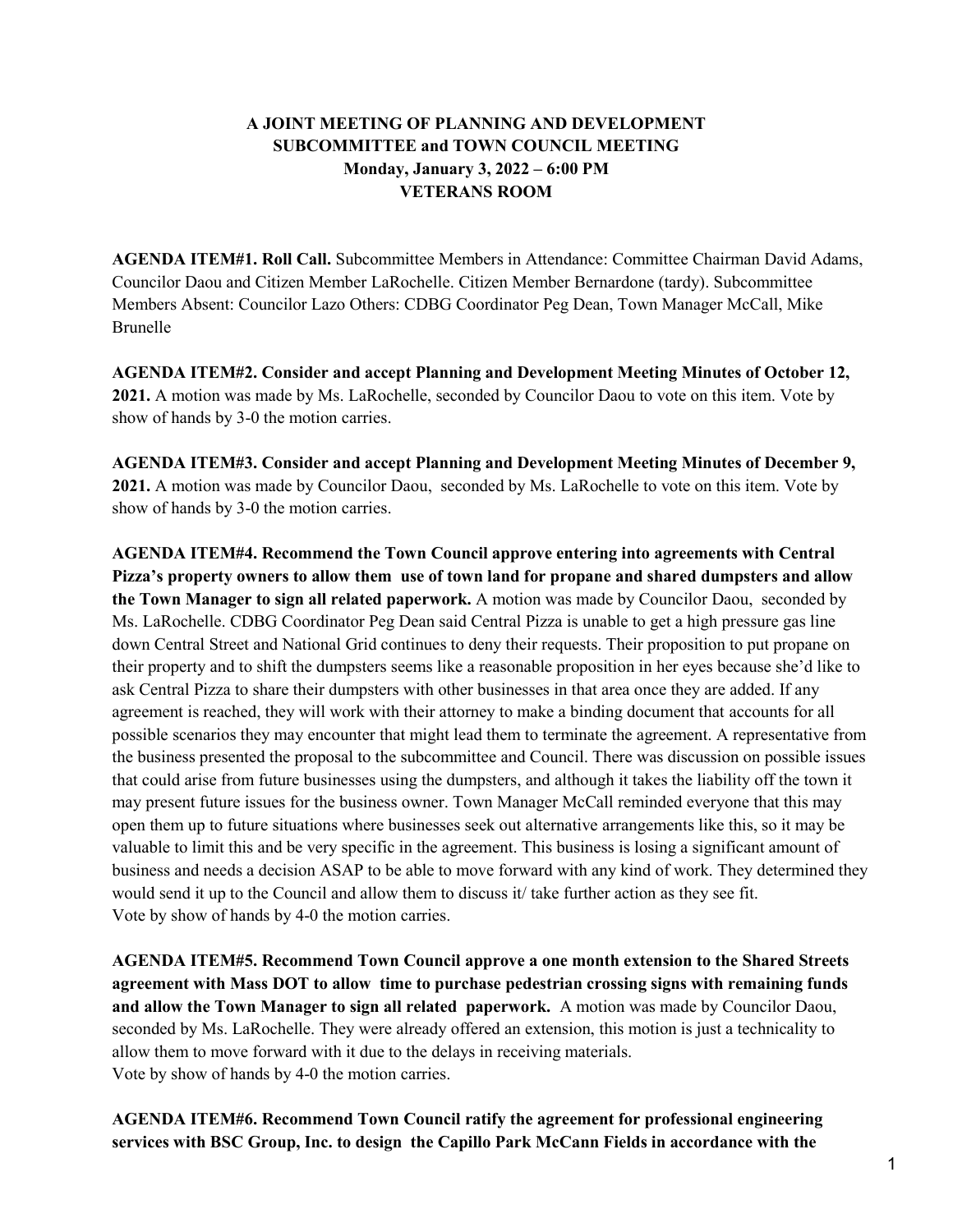**A JOINT MEETING OF PLANNING AND DEVELOPMENT SUBCOMMITTEE and TOWN COUNCIL MEETING**
**Monday, January 3, 2022 – 6:00 PM**
**VETERANS ROOM**

**AGENDA ITEM#1. Roll Call.** Subcommittee Members in Attendance: Committee Chairman David Adams, Councilor Daou and Citizen Member LaRochelle. Citizen Member Bernardone (tardy). Subcommittee Members Absent: Councilor Lazo Others: CDBG Coordinator Peg Dean, Town Manager McCall, Mike Brunelle

**AGENDA ITEM#2. Consider and accept Planning and Development Meeting Minutes of October 12, 2021.** A motion was made by Ms. LaRochelle, seconded by Councilor Daou to vote on this item. Vote by show of hands by 3-0 the motion carries.

**AGENDA ITEM#3. Consider and accept Planning and Development Meeting Minutes of December 9, 2021.** A motion was made by Councilor Daou, seconded by Ms. LaRochelle to vote on this item. Vote by show of hands by 3-0 the motion carries.

**AGENDA ITEM#4. Recommend the Town Council approve entering into agreements with Central Pizza's property owners to allow them use of town land for propane and shared dumpsters and allow the Town Manager to sign all related paperwork.** A motion was made by Councilor Daou, seconded by Ms. LaRochelle. CDBG Coordinator Peg Dean said Central Pizza is unable to get a high pressure gas line down Central Street and National Grid continues to deny their requests. Their proposition to put propane on their property and to shift the dumpsters seems like a reasonable proposition in her eyes because she'd like to ask Central Pizza to share their dumpsters with other businesses in that area once they are added. If any agreement is reached, they will work with their attorney to make a binding document that accounts for all possible scenarios they may encounter that might lead them to terminate the agreement. A representative from the business presented the proposal to the subcommittee and Council. There was discussion on possible issues that could arise from future businesses using the dumpsters, and although it takes the liability off the town it may present future issues for the business owner. Town Manager McCall reminded everyone that this may open them up to future situations where businesses seek out alternative arrangements like this, so it may be valuable to limit this and be very specific in the agreement. This business is losing a significant amount of business and needs a decision ASAP to be able to move forward with any kind of work. They determined they would send it up to the Council and allow them to discuss it/ take further action as they see fit.
Vote by show of hands by 4-0 the motion carries.

**AGENDA ITEM#5. Recommend Town Council approve a one month extension to the Shared Streets agreement with Mass DOT to allow time to purchase pedestrian crossing signs with remaining funds and allow the Town Manager to sign all related paperwork.** A motion was made by Councilor Daou, seconded by Ms. LaRochelle. They were already offered an extension, this motion is just a technicality to allow them to move forward with it due to the delays in receiving materials.
Vote by show of hands by 4-0 the motion carries.

**AGENDA ITEM#6. Recommend Town Council ratify the agreement for professional engineering services with BSC Group, Inc. to design the Capillo Park McCann Fields in accordance with the**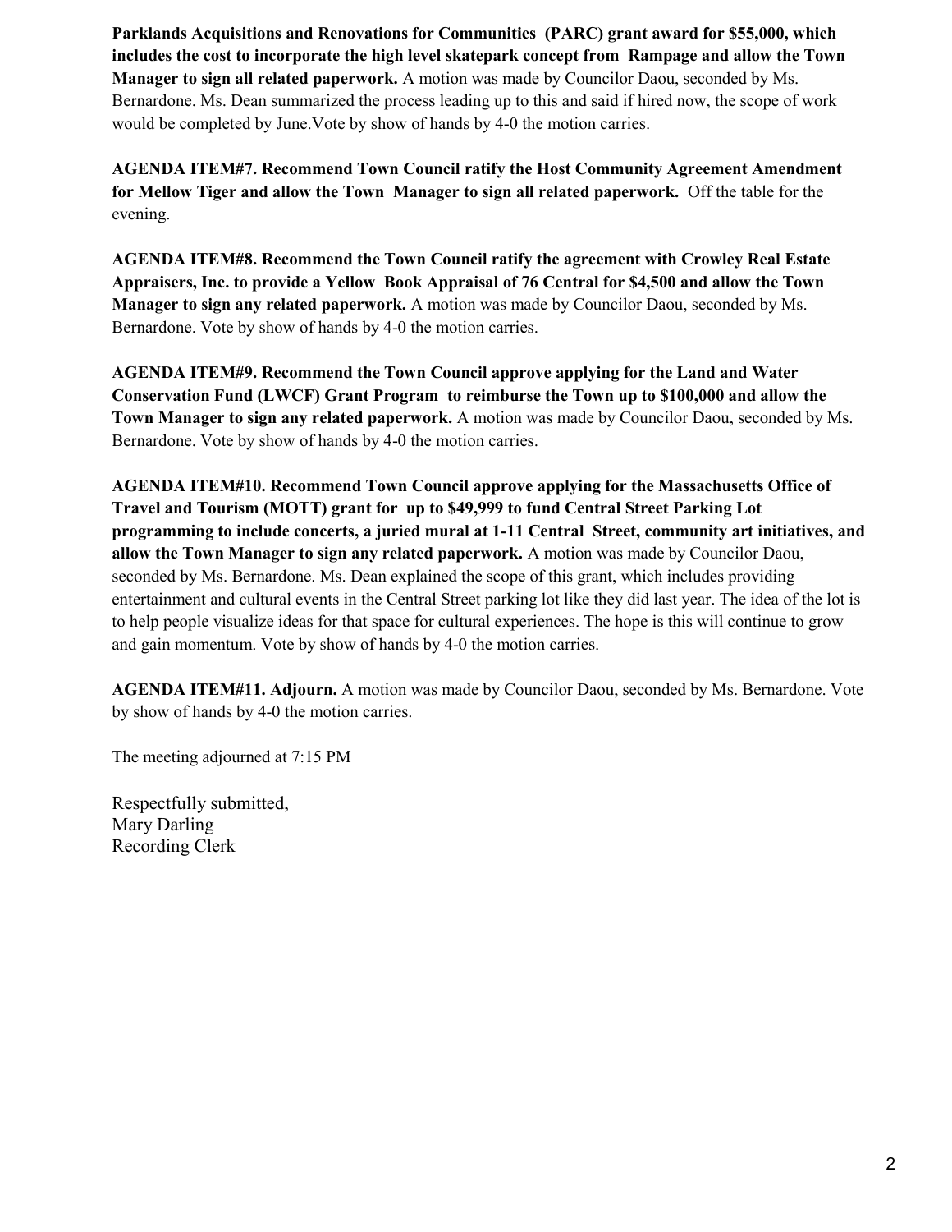**Parklands Acquisitions and Renovations for Communities (PARC) grant award for $55,000, which includes the cost to incorporate the high level skatepark concept from Rampage and allow the Town Manager to sign all related paperwork.** A motion was made by Councilor Daou, seconded by Ms. Bernardone. Ms. Dean summarized the process leading up to this and said if hired now, the scope of work would be completed by June.Vote by show of hands by 4-0 the motion carries.

**AGENDA ITEM#7. Recommend Town Council ratify the Host Community Agreement Amendment for Mellow Tiger and allow the Town Manager to sign all related paperwork.** Off the table for the evening.

**AGENDA ITEM#8. Recommend the Town Council ratify the agreement with Crowley Real Estate Appraisers, Inc. to provide a Yellow Book Appraisal of 76 Central for $4,500 and allow the Town Manager to sign any related paperwork.** A motion was made by Councilor Daou, seconded by Ms. Bernardone. Vote by show of hands by 4-0 the motion carries.

**AGENDA ITEM#9. Recommend the Town Council approve applying for the Land and Water Conservation Fund (LWCF) Grant Program to reimburse the Town up to $100,000 and allow the Town Manager to sign any related paperwork.** A motion was made by Councilor Daou, seconded by Ms. Bernardone. Vote by show of hands by 4-0 the motion carries.

**AGENDA ITEM#10. Recommend Town Council approve applying for the Massachusetts Office of Travel and Tourism (MOTT) grant for up to $49,999 to fund Central Street Parking Lot programming to include concerts, a juried mural at 1-11 Central Street, community art initiatives, and allow the Town Manager to sign any related paperwork.** A motion was made by Councilor Daou, seconded by Ms. Bernardone. Ms. Dean explained the scope of this grant, which includes providing entertainment and cultural events in the Central Street parking lot like they did last year. The idea of the lot is to help people visualize ideas for that space for cultural experiences. The hope is this will continue to grow and gain momentum. Vote by show of hands by 4-0 the motion carries.

**AGENDA ITEM#11. Adjourn.** A motion was made by Councilor Daou, seconded by Ms. Bernardone. Vote by show of hands by 4-0 the motion carries.

The meeting adjourned at 7:15 PM

Respectfully submitted,
Mary Darling
Recording Clerk